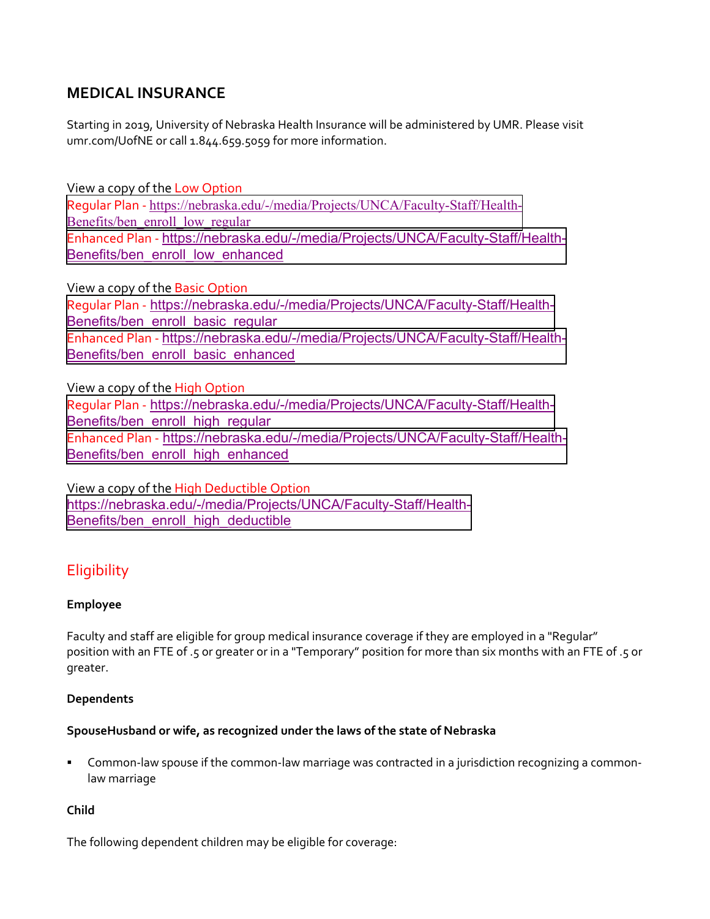## MEDICAL INSURANCE

Starting in 2019, University of Nebraska Health Insurance will be administered by UMR. Please visit umr.com/UofNE or call 1.844.659.5059 for more information.

View a copy of the Low Option

Regular Plan - https://nebraska.edu/-/media/Projects/UNCA/Faculty-Staff/Health-Benefits/ben_enroll_low_regular

Enhanced Plan - https://nebraska.edu/-/media/Projects/UNCA/Faculty-Staff/Health-Benefits/ben_enroll_low_enhanced

View a copy of the Basic Option

Regular Plan - https://nebraska.edu/-/media/Projects/UNCA/Faculty-Staff/Health-Benefits/ben_enroll_basic_regular

Enhanced Plan - https://nebraska.edu/-/media/Projects/UNCA/Faculty-Staff/Health-Benefits/ben_enroll_basic_enhanced

View a copy of the High Option

Regular Plan - https://nebraska.edu/-/media/Projects/UNCA/Faculty-Staff/Health-Benefits/ben_enroll_high_regular

Enhanced Plan - https://nebraska.edu/-/media/Projects/UNCA/Faculty-Staff/Health-Benefits/ben_enroll_high_enhanced

View a copy of the High Deductible Option

https://nebraska.edu/-/media/Projects/UNCA/Faculty-Staff/Health-Benefits/ben_enroll_high_deductible

## Eligibility

**Employee**

Faculty and staff are eligible for group medical insurance coverage if they are employed in a "Regular" position with an FTE of .5 or greater or in a "Temporary" position for more than six months with an FTE of .5 or greater.

**Dependents**

**SpouseHusband or wife, as recognized under the laws of the state of Nebraska**

- Common-law spouse if the common-law marriage was contracted in a jurisdiction recognizing a common-law marriage

**Child**

The following dependent children may be eligible for coverage: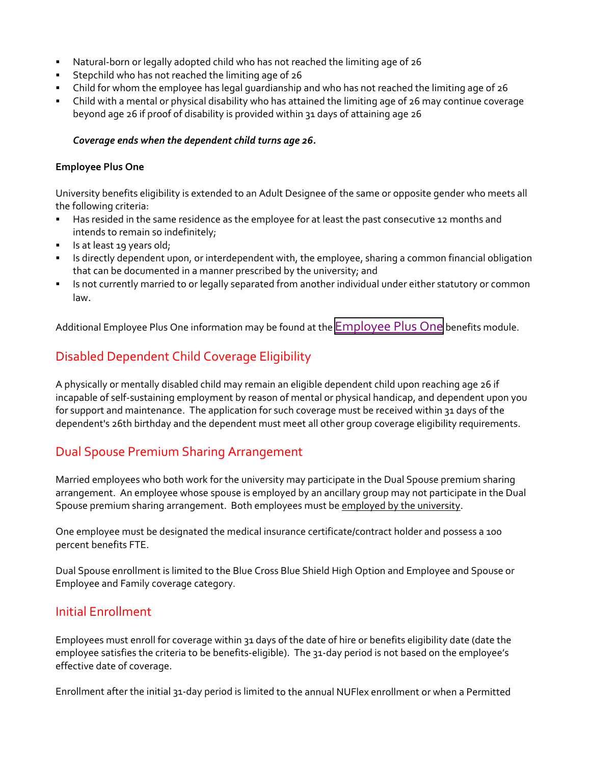- Natural-born or legally adopted child who has not reached the limiting age of 26
- Stepchild who has not reached the limiting age of 26
- Child for whom the employee has legal guardianship and who has not reached the limiting age of 26
- Child with a mental or physical disability who has attained the limiting age of 26 may continue coverage beyond age 26 if proof of disability is provided within 31 days of attaining age 26

***Coverage ends when the dependent child turns age 26.***

**Employee Plus One**

University benefits eligibility is extended to an Adult Designee of the same or opposite gender who meets all the following criteria:

- Has resided in the same residence as the employee for at least the past consecutive 12 months and intends to remain so indefinitely;
- Is at least 19 years old;
- Is directly dependent upon, or interdependent with, the employee, sharing a common financial obligation that can be documented in a manner prescribed by the university; and
- Is not currently married to or legally separated from another individual under either statutory or common law.

Additional Employee Plus One information may be found at the Employee Plus One benefits module.

## Disabled Dependent Child Coverage Eligibility

A physically or mentally disabled child may remain an eligible dependent child upon reaching age 26 if incapable of self-sustaining employment by reason of mental or physical handicap, and dependent upon you for support and maintenance. The application for such coverage must be received within 31 days of the dependent's 26th birthday and the dependent must meet all other group coverage eligibility requirements.

## Dual Spouse Premium Sharing Arrangement

Married employees who both work for the university may participate in the Dual Spouse premium sharing arrangement. An employee whose spouse is employed by an ancillary group may not participate in the Dual Spouse premium sharing arrangement. Both employees must be employed by the university.

One employee must be designated the medical insurance certificate/contract holder and possess a 100 percent benefits FTE.

Dual Spouse enrollment is limited to the Blue Cross Blue Shield High Option and Employee and Spouse or Employee and Family coverage category.

## Initial Enrollment

Employees must enroll for coverage within 31 days of the date of hire or benefits eligibility date (date the employee satisfies the criteria to be benefits-eligible). The 31-day period is not based on the employee's effective date of coverage.

Enrollment after the initial 31-day period is limited to the annual NUFlex enrollment or when a Permitted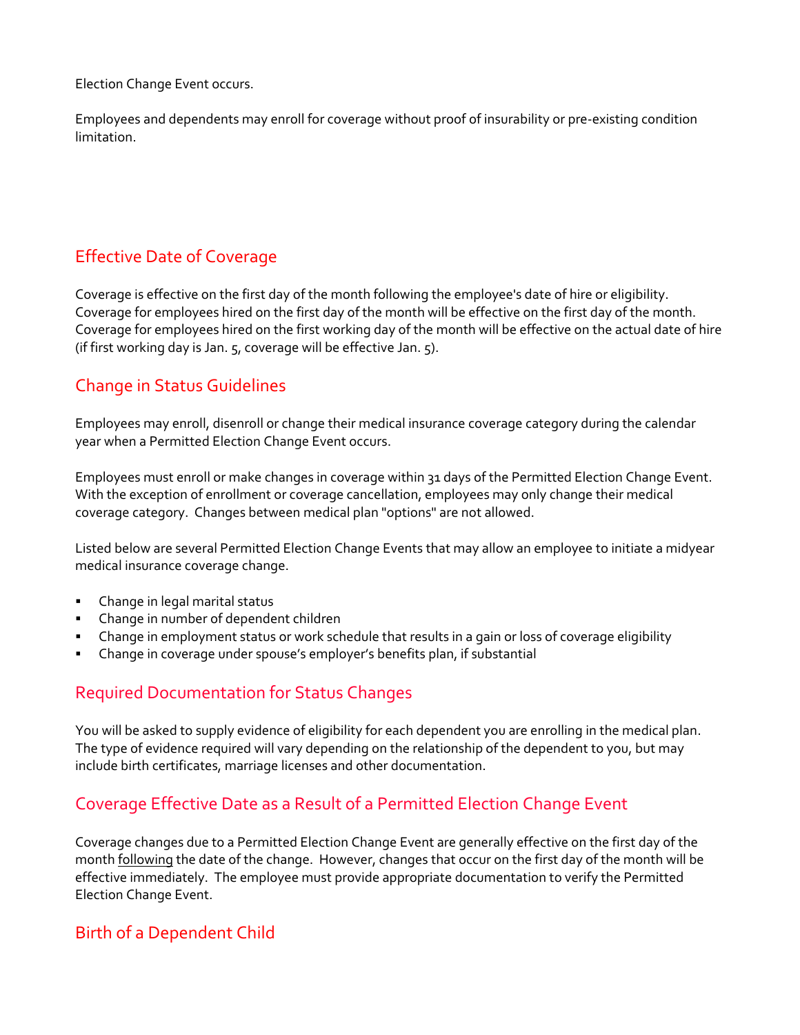Election Change Event occurs.

Employees and dependents may enroll for coverage without proof of insurability or pre-existing condition limitation.

## Effective Date of Coverage

Coverage is effective on the first day of the month following the employee's date of hire or eligibility. Coverage for employees hired on the first day of the month will be effective on the first day of the month. Coverage for employees hired on the first working day of the month will be effective on the actual date of hire (if first working day is Jan. 5, coverage will be effective Jan. 5).

## Change in Status Guidelines

Employees may enroll, disenroll or change their medical insurance coverage category during the calendar year when a Permitted Election Change Event occurs.

Employees must enroll or make changes in coverage within 31 days of the Permitted Election Change Event. With the exception of enrollment or coverage cancellation, employees may only change their medical coverage category. Changes between medical plan "options" are not allowed.

Listed below are several Permitted Election Change Events that may allow an employee to initiate a midyear medical insurance coverage change.

- Change in legal marital status
- Change in number of dependent children
- Change in employment status or work schedule that results in a gain or loss of coverage eligibility
- Change in coverage under spouse's employer's benefits plan, if substantial

## Required Documentation for Status Changes

You will be asked to supply evidence of eligibility for each dependent you are enrolling in the medical plan. The type of evidence required will vary depending on the relationship of the dependent to you, but may include birth certificates, marriage licenses and other documentation.

## Coverage Effective Date as a Result of a Permitted Election Change Event

Coverage changes due to a Permitted Election Change Event are generally effective on the first day of the month following the date of the change. However, changes that occur on the first day of the month will be effective immediately. The employee must provide appropriate documentation to verify the Permitted Election Change Event.

## Birth of a Dependent Child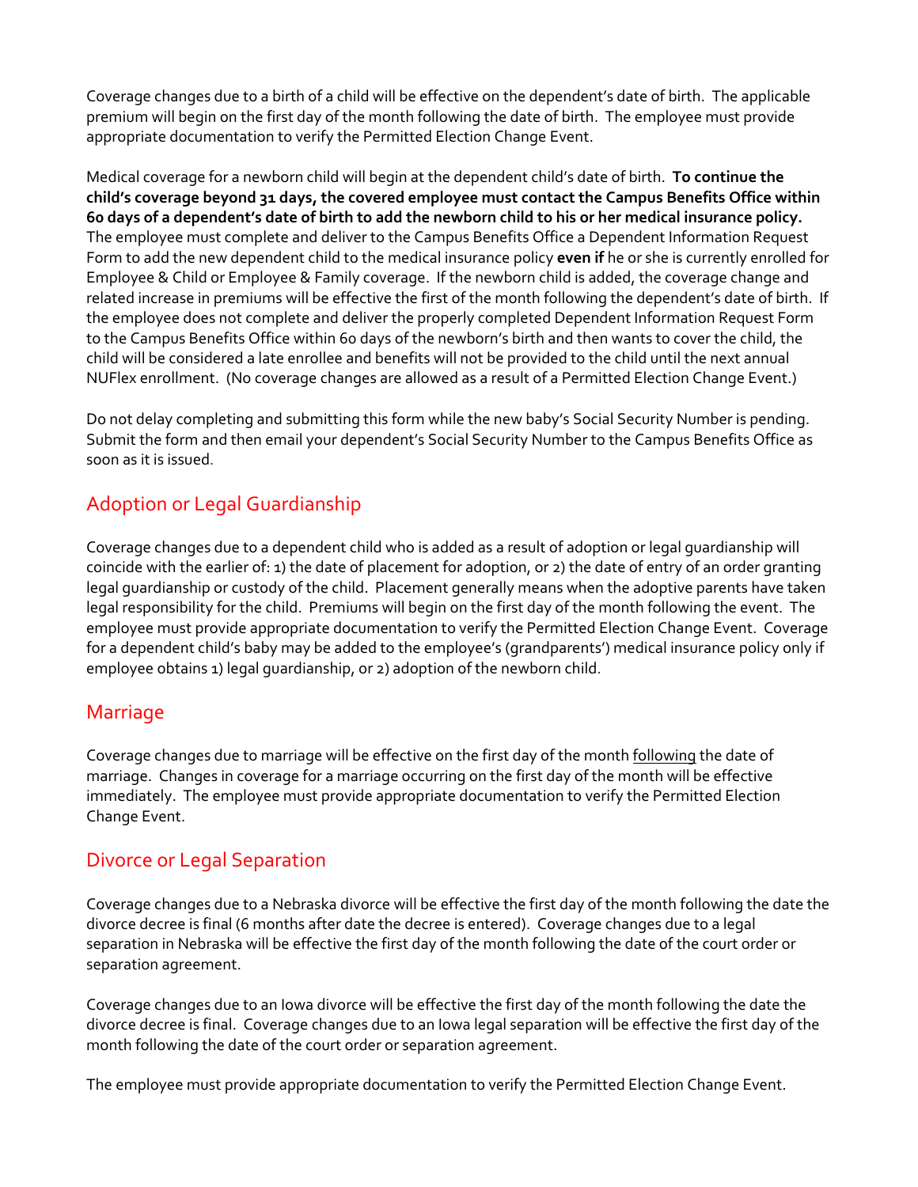Coverage changes due to a birth of a child will be effective on the dependent's date of birth. The applicable premium will begin on the first day of the month following the date of birth. The employee must provide appropriate documentation to verify the Permitted Election Change Event.

Medical coverage for a newborn child will begin at the dependent child's date of birth. **To continue the child's coverage beyond 31 days, the covered employee must contact the Campus Benefits Office within 60 days of a dependent's date of birth to add the newborn child to his or her medical insurance policy.** The employee must complete and deliver to the Campus Benefits Office a Dependent Information Request Form to add the new dependent child to the medical insurance policy **even if** he or she is currently enrolled for Employee & Child or Employee & Family coverage. If the newborn child is added, the coverage change and related increase in premiums will be effective the first of the month following the dependent's date of birth. If the employee does not complete and deliver the properly completed Dependent Information Request Form to the Campus Benefits Office within 60 days of the newborn's birth and then wants to cover the child, the child will be considered a late enrollee and benefits will not be provided to the child until the next annual NUFlex enrollment. (No coverage changes are allowed as a result of a Permitted Election Change Event.)

Do not delay completing and submitting this form while the new baby's Social Security Number is pending. Submit the form and then email your dependent's Social Security Number to the Campus Benefits Office as soon as it is issued.

## Adoption or Legal Guardianship

Coverage changes due to a dependent child who is added as a result of adoption or legal guardianship will coincide with the earlier of: 1) the date of placement for adoption, or 2) the date of entry of an order granting legal guardianship or custody of the child. Placement generally means when the adoptive parents have taken legal responsibility for the child. Premiums will begin on the first day of the month following the event. The employee must provide appropriate documentation to verify the Permitted Election Change Event. Coverage for a dependent child's baby may be added to the employee's (grandparents') medical insurance policy only if employee obtains 1) legal guardianship, or 2) adoption of the newborn child.

## Marriage

Coverage changes due to marriage will be effective on the first day of the month following the date of marriage. Changes in coverage for a marriage occurring on the first day of the month will be effective immediately. The employee must provide appropriate documentation to verify the Permitted Election Change Event.

## Divorce or Legal Separation

Coverage changes due to a Nebraska divorce will be effective the first day of the month following the date the divorce decree is final (6 months after date the decree is entered). Coverage changes due to a legal separation in Nebraska will be effective the first day of the month following the date of the court order or separation agreement.

Coverage changes due to an Iowa divorce will be effective the first day of the month following the date the divorce decree is final. Coverage changes due to an Iowa legal separation will be effective the first day of the month following the date of the court order or separation agreement.

The employee must provide appropriate documentation to verify the Permitted Election Change Event.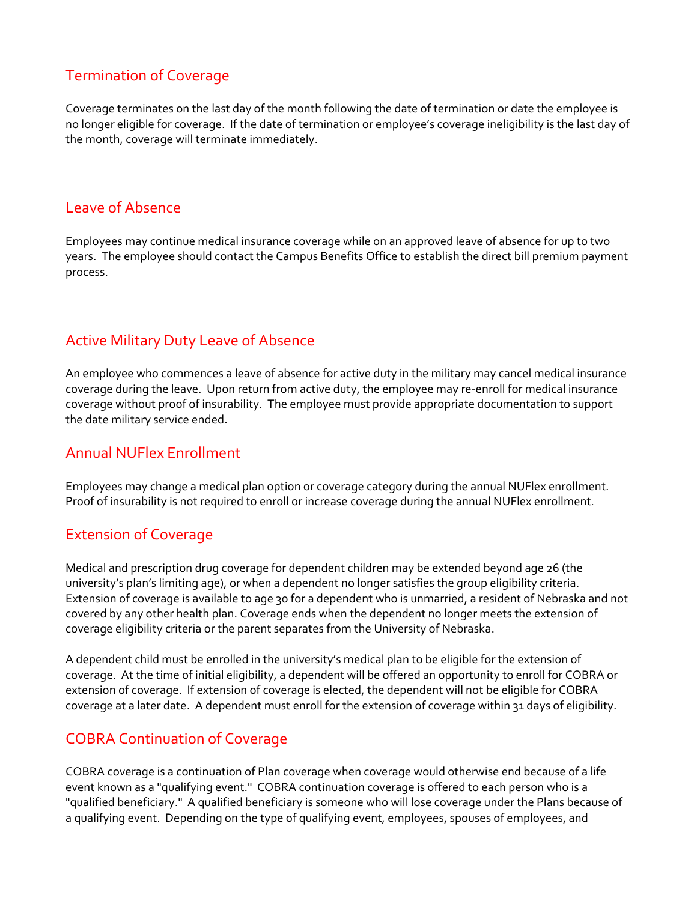## Termination of Coverage

Coverage terminates on the last day of the month following the date of termination or date the employee is no longer eligible for coverage. If the date of termination or employee's coverage ineligibility is the last day of the month, coverage will terminate immediately.

## Leave of Absence

Employees may continue medical insurance coverage while on an approved leave of absence for up to two years. The employee should contact the Campus Benefits Office to establish the direct bill premium payment process.

## Active Military Duty Leave of Absence

An employee who commences a leave of absence for active duty in the military may cancel medical insurance coverage during the leave. Upon return from active duty, the employee may re-enroll for medical insurance coverage without proof of insurability. The employee must provide appropriate documentation to support the date military service ended.

## Annual NUFlex Enrollment

Employees may change a medical plan option or coverage category during the annual NUFlex enrollment. Proof of insurability is not required to enroll or increase coverage during the annual NUFlex enrollment.

## Extension of Coverage

Medical and prescription drug coverage for dependent children may be extended beyond age 26 (the university's plan's limiting age), or when a dependent no longer satisfies the group eligibility criteria. Extension of coverage is available to age 30 for a dependent who is unmarried, a resident of Nebraska and not covered by any other health plan. Coverage ends when the dependent no longer meets the extension of coverage eligibility criteria or the parent separates from the University of Nebraska.

A dependent child must be enrolled in the university's medical plan to be eligible for the extension of coverage. At the time of initial eligibility, a dependent will be offered an opportunity to enroll for COBRA or extension of coverage. If extension of coverage is elected, the dependent will not be eligible for COBRA coverage at a later date. A dependent must enroll for the extension of coverage within 31 days of eligibility.

## COBRA Continuation of Coverage

COBRA coverage is a continuation of Plan coverage when coverage would otherwise end because of a life event known as a "qualifying event." COBRA continuation coverage is offered to each person who is a "qualified beneficiary." A qualified beneficiary is someone who will lose coverage under the Plans because of a qualifying event. Depending on the type of qualifying event, employees, spouses of employees, and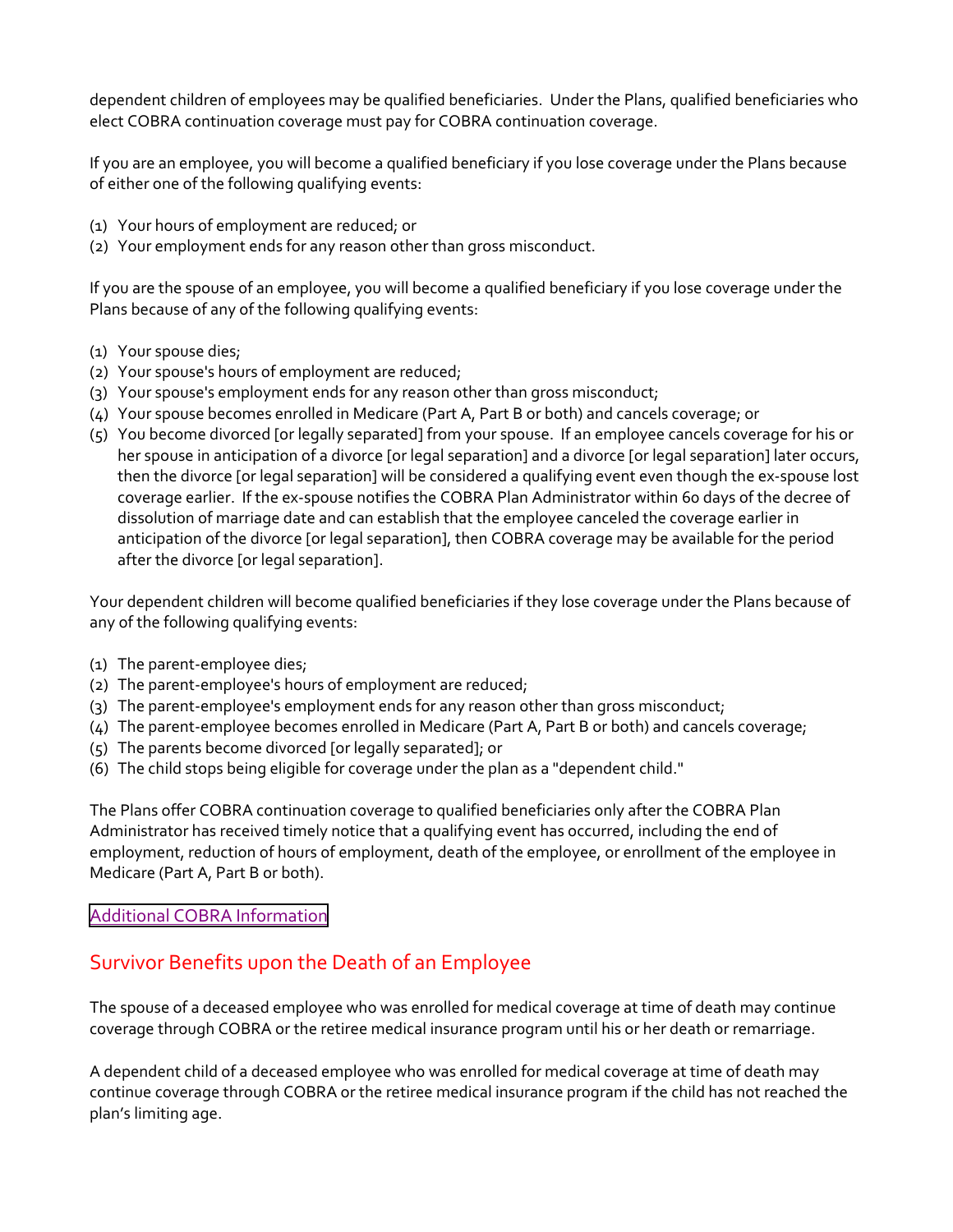dependent children of employees may be qualified beneficiaries. Under the Plans, qualified beneficiaries who elect COBRA continuation coverage must pay for COBRA continuation coverage.

If you are an employee, you will become a qualified beneficiary if you lose coverage under the Plans because of either one of the following qualifying events:

(1) Your hours of employment are reduced; or
(2) Your employment ends for any reason other than gross misconduct.

If you are the spouse of an employee, you will become a qualified beneficiary if you lose coverage under the Plans because of any of the following qualifying events:

(1) Your spouse dies;
(2) Your spouse's hours of employment are reduced;
(3) Your spouse's employment ends for any reason other than gross misconduct;
(4) Your spouse becomes enrolled in Medicare (Part A, Part B or both) and cancels coverage; or
(5) You become divorced [or legally separated] from your spouse. If an employee cancels coverage for his or her spouse in anticipation of a divorce [or legal separation] and a divorce [or legal separation] later occurs, then the divorce [or legal separation] will be considered a qualifying event even though the ex-spouse lost coverage earlier. If the ex-spouse notifies the COBRA Plan Administrator within 60 days of the decree of dissolution of marriage date and can establish that the employee canceled the coverage earlier in anticipation of the divorce [or legal separation], then COBRA coverage may be available for the period after the divorce [or legal separation].

Your dependent children will become qualified beneficiaries if they lose coverage under the Plans because of any of the following qualifying events:

(1) The parent-employee dies;
(2) The parent-employee's hours of employment are reduced;
(3) The parent-employee's employment ends for any reason other than gross misconduct;
(4) The parent-employee becomes enrolled in Medicare (Part A, Part B or both) and cancels coverage;
(5) The parents become divorced [or legally separated]; or
(6) The child stops being eligible for coverage under the plan as a "dependent child."

The Plans offer COBRA continuation coverage to qualified beneficiaries only after the COBRA Plan Administrator has received timely notice that a qualifying event has occurred, including the end of employment, reduction of hours of employment, death of the employee, or enrollment of the employee in Medicare (Part A, Part B or both).

Additional COBRA Information

## Survivor Benefits upon the Death of an Employee

The spouse of a deceased employee who was enrolled for medical coverage at time of death may continue coverage through COBRA or the retiree medical insurance program until his or her death or remarriage.

A dependent child of a deceased employee who was enrolled for medical coverage at time of death may continue coverage through COBRA or the retiree medical insurance program if the child has not reached the plan's limiting age.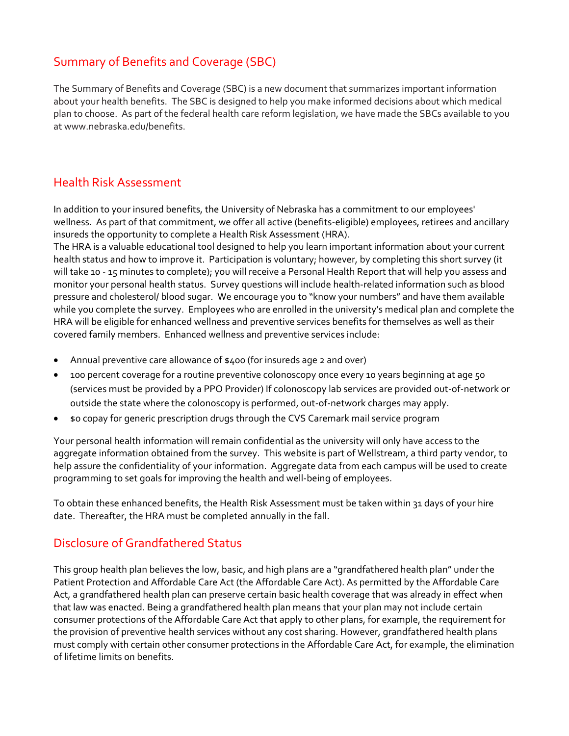## Summary of Benefits and Coverage (SBC)

The Summary of Benefits and Coverage (SBC) is a new document that summarizes important information about your health benefits. The SBC is designed to help you make informed decisions about which medical plan to choose. As part of the federal health care reform legislation, we have made the SBCs available to you at www.nebraska.edu/benefits.

## Health Risk Assessment

In addition to your insured benefits, the University of Nebraska has a commitment to our employees' wellness. As part of that commitment, we offer all active (benefits-eligible) employees, retirees and ancillary insureds the opportunity to complete a Health Risk Assessment (HRA).

The HRA is a valuable educational tool designed to help you learn important information about your current health status and how to improve it. Participation is voluntary; however, by completing this short survey (it will take 10 - 15 minutes to complete); you will receive a Personal Health Report that will help you assess and monitor your personal health status. Survey questions will include health-related information such as blood pressure and cholesterol/ blood sugar. We encourage you to "know your numbers" and have them available while you complete the survey. Employees who are enrolled in the university's medical plan and complete the HRA will be eligible for enhanced wellness and preventive services benefits for themselves as well as their covered family members. Enhanced wellness and preventive services include:

- Annual preventive care allowance of $400 (for insureds age 2 and over)
- 100 percent coverage for a routine preventive colonoscopy once every 10 years beginning at age 50 (services must be provided by a PPO Provider) If colonoscopy lab services are provided out-of-network or outside the state where the colonoscopy is performed, out-of-network charges may apply.
- $0 copay for generic prescription drugs through the CVS Caremark mail service program

Your personal health information will remain confidential as the university will only have access to the aggregate information obtained from the survey. This website is part of Wellstream, a third party vendor, to help assure the confidentiality of your information. Aggregate data from each campus will be used to create programming to set goals for improving the health and well-being of employees.

To obtain these enhanced benefits, the Health Risk Assessment must be taken within 31 days of your hire date. Thereafter, the HRA must be completed annually in the fall.

## Disclosure of Grandfathered Status

This group health plan believes the low, basic, and high plans are a "grandfathered health plan" under the Patient Protection and Affordable Care Act (the Affordable Care Act). As permitted by the Affordable Care Act, a grandfathered health plan can preserve certain basic health coverage that was already in effect when that law was enacted. Being a grandfathered health plan means that your plan may not include certain consumer protections of the Affordable Care Act that apply to other plans, for example, the requirement for the provision of preventive health services without any cost sharing. However, grandfathered health plans must comply with certain other consumer protections in the Affordable Care Act, for example, the elimination of lifetime limits on benefits.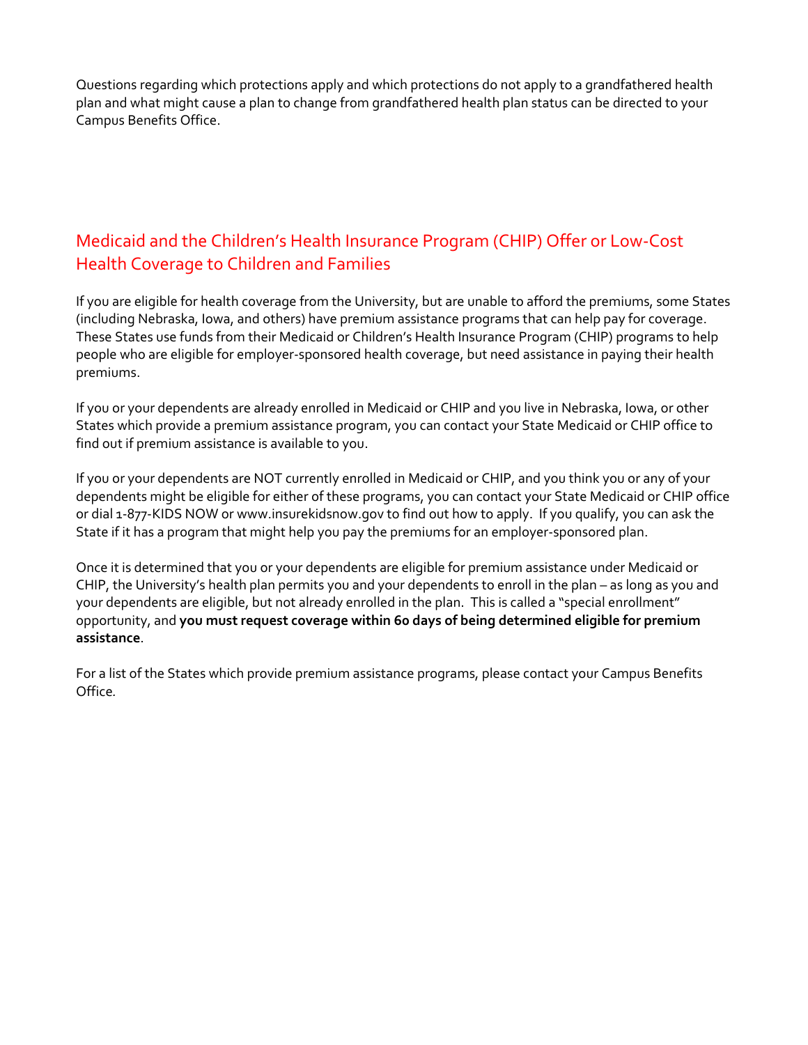Questions regarding which protections apply and which protections do not apply to a grandfathered health plan and what might cause a plan to change from grandfathered health plan status can be directed to your Campus Benefits Office.

## Medicaid and the Children's Health Insurance Program (CHIP) Offer or Low-Cost Health Coverage to Children and Families

If you are eligible for health coverage from the University, but are unable to afford the premiums, some States (including Nebraska, Iowa, and others) have premium assistance programs that can help pay for coverage. These States use funds from their Medicaid or Children's Health Insurance Program (CHIP) programs to help people who are eligible for employer-sponsored health coverage, but need assistance in paying their health premiums.

If you or your dependents are already enrolled in Medicaid or CHIP and you live in Nebraska, Iowa, or other States which provide a premium assistance program, you can contact your State Medicaid or CHIP office to find out if premium assistance is available to you.

If you or your dependents are NOT currently enrolled in Medicaid or CHIP, and you think you or any of your dependents might be eligible for either of these programs, you can contact your State Medicaid or CHIP office or dial 1-877-KIDS NOW or www.insurekidsnow.gov to find out how to apply. If you qualify, you can ask the State if it has a program that might help you pay the premiums for an employer-sponsored plan.

Once it is determined that you or your dependents are eligible for premium assistance under Medicaid or CHIP, the University's health plan permits you and your dependents to enroll in the plan – as long as you and your dependents are eligible, but not already enrolled in the plan. This is called a "special enrollment" opportunity, and **you must request coverage within 60 days of being determined eligible for premium assistance**.

For a list of the States which provide premium assistance programs, please contact your Campus Benefits Office.